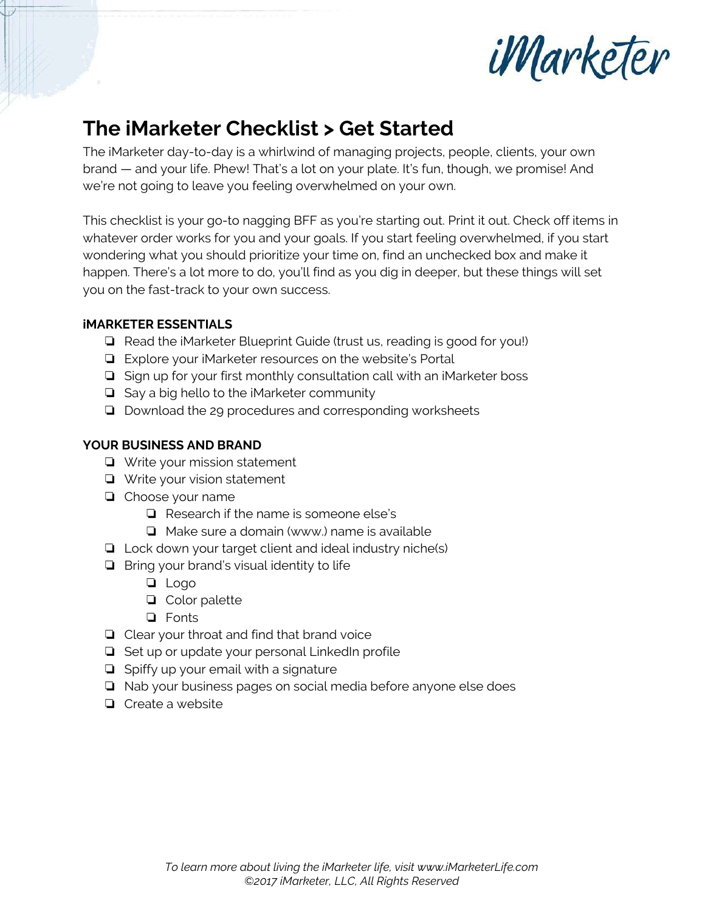iMarketer

# The iMarketer Checklist > Get Started

The iMarketer day-to-day is a whirlwind of managing projects, people, clients, your own brand — and your life. Phew! That's a lot on your plate. It's fun, though, we promise! And we're not going to leave you feeling overwhelmed on your own.

This checklist is your go-to nagging BFF as you're starting out. Print it out. Check off items in whatever order works for you and your goals. If you start feeling overwhelmed, if you start wondering what you should prioritize your time on, find an unchecked box and make it happen. There's a lot more to do, you'll find as you dig in deeper, but these things will set you on the fast-track to your own success.

**iMARKETER ESSENTIALS**

- ❏ Read the iMarketer Blueprint Guide (trust us, reading is good for you!)
- ❏ Explore your iMarketer resources on the website's Portal
- ❏ Sign up for your first monthly consultation call with an iMarketer boss
- ❏ Say a big hello to the iMarketer community
- ❏ Download the 29 procedures and corresponding worksheets

**YOUR BUSINESS AND BRAND**

- ❏ Write your mission statement
- ❏ Write your vision statement
- ❏ Choose your name
    - ❏ Research if the name is someone else's
    - ❏ Make sure a domain (www.) name is available
- ❏ Lock down your target client and ideal industry niche(s)
- ❏ Bring your brand's visual identity to life
    - ❏ Logo
    - ❏ Color palette
    - ❏ Fonts
- ❏ Clear your throat and find that brand voice
- ❏ Set up or update your personal LinkedIn profile
- ❏ Spiffy up your email with a signature
- ❏ Nab your business pages on social media before anyone else does
- ❏ Create a website

*To learn more about living the iMarketer life, visit www.iMarketerLife.com*
*©2017 iMarketer, LLC, All Rights Reserved*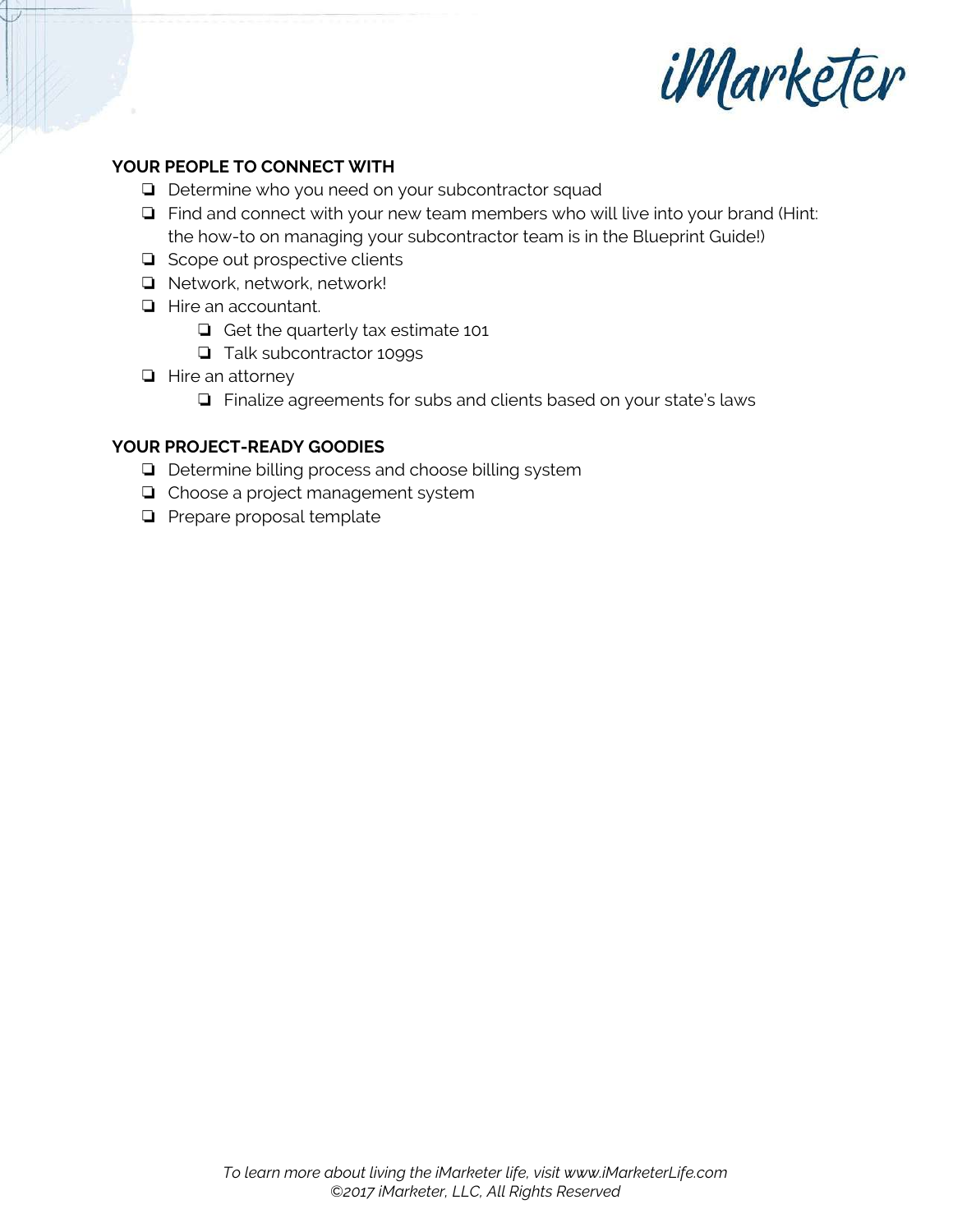## YOUR PEOPLE TO CONNECT WITH

- [ ] Determine who you need on your subcontractor squad
- [ ] Find and connect with your new team members who will live into your brand (Hint: the how-to on managing your subcontractor team is in the Blueprint Guide!)
- [ ] Scope out prospective clients
- [ ] Network, network, network!
- [ ] Hire an accountant.
    - [ ] Get the quarterly tax estimate 101
    - [ ] Talk subcontractor 1099s
- [ ] Hire an attorney
    - [ ] Finalize agreements for subs and clients based on your state's laws

## YOUR PROJECT-READY GOODIES

- [ ] Determine billing process and choose billing system
- [ ] Choose a project management system
- [ ] Prepare proposal template

*To learn more about living the iMarketer life, visit www.iMarketerLife.com*
*©2017 iMarketer, LLC, All Rights Reserved*